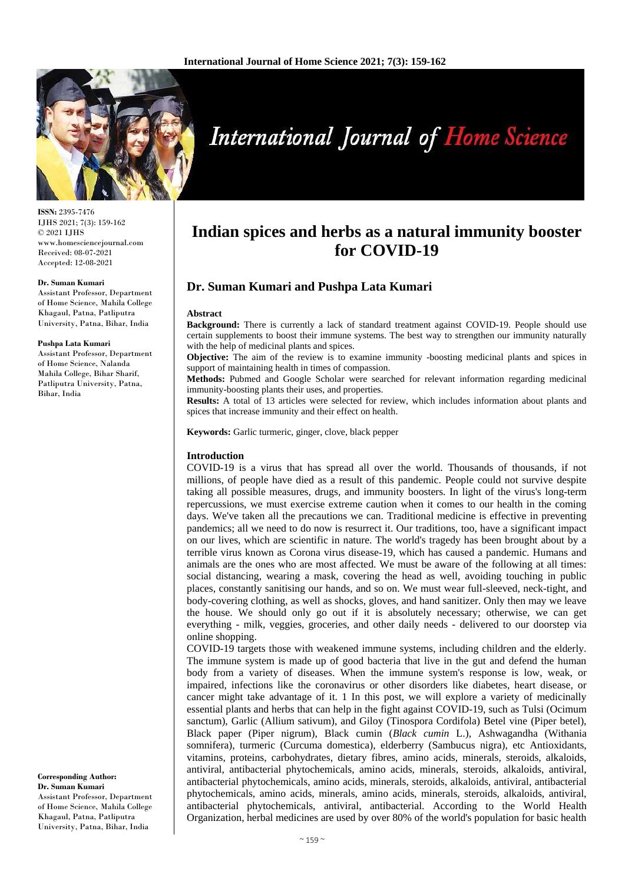# Indian spices and herbs as a natural immunity booster for COVID-19

## Dr. Suman Kumari and Pushpa Lata Kumari

**ISSN:** 2395-7476
IJHS 2021; 7(3): 159-162
© 2021 IJHS
www.homesciencejournal.com
Received: 08-07-2021
Accepted: 12-08-2021

**Dr. Suman Kumari**
Assistant Professor, Department of Home Science, Mahila College Khagaul, Patna, Patliputra University, Patna, Bihar, India

**Pushpa Lata Kumari**
Assistant Professor, Department of Home Science, Nalanda Mahila College, Bihar Sharif, Patliputra University, Patna, Bihar, India

**Corresponding Author:**
**Dr. Suman Kumari**
Assistant Professor, Department of Home Science, Mahila College Khagaul, Patna, Patliputra University, Patna, Bihar, India

### Abstract

**Background:** There is currently a lack of standard treatment against COVID-19. People should use certain supplements to boost their immune systems. The best way to strengthen our immunity naturally with the help of medicinal plants and spices.

**Objective:** The aim of the review is to examine immunity -boosting medicinal plants and spices in support of maintaining health in times of compassion.

**Methods:** Pubmed and Google Scholar were searched for relevant information regarding medicinal immunity-boosting plants their uses, and properties.

**Results:** A total of 13 articles were selected for review, which includes information about plants and spices that increase immunity and their effect on health.

**Keywords:** Garlic turmeric, ginger, clove, black pepper

### Introduction

COVID-19 is a virus that has spread all over the world. Thousands of thousands, if not millions, of people have died as a result of this pandemic. People could not survive despite taking all possible measures, drugs, and immunity boosters. In light of the virus's long-term repercussions, we must exercise extreme caution when it comes to our health in the coming days. We've taken all the precautions we can. Traditional medicine is effective in preventing pandemics; all we need to do now is resurrect it. Our traditions, too, have a significant impact on our lives, which are scientific in nature. The world's tragedy has been brought about by a terrible virus known as Corona virus disease-19, which has caused a pandemic. Humans and animals are the ones who are most affected. We must be aware of the following at all times: social distancing, wearing a mask, covering the head as well, avoiding touching in public places, constantly sanitising our hands, and so on. We must wear full-sleeved, neck-tight, and body-covering clothing, as well as shocks, gloves, and hand sanitizer. Only then may we leave the house. We should only go out if it is absolutely necessary; otherwise, we can get everything - milk, veggies, groceries, and other daily needs - delivered to our doorstep via online shopping.

COVID-19 targets those with weakened immune systems, including children and the elderly. The immune system is made up of good bacteria that live in the gut and defend the human body from a variety of diseases. When the immune system's response is low, weak, or impaired, infections like the coronavirus or other disorders like diabetes, heart disease, or cancer might take advantage of it. 1 In this post, we will explore a variety of medicinally essential plants and herbs that can help in the fight against COVID-19, such as Tulsi (Ocimum sanctum), Garlic (Allium sativum), and Giloy (Tinospora Cordifola) Betel vine (Piper betel), Black paper (Piper nigrum), Black cumin (*Black cumin* L.), Ashwagandha (Withania somnifera), turmeric (Curcuma domestica), elderberry (Sambucus nigra), etc Antioxidants, vitamins, proteins, carbohydrates, dietary fibres, amino acids, minerals, steroids, alkaloids, antiviral, antibacterial phytochemicals, amino acids, minerals, steroids, alkaloids, antiviral, antibacterial phytochemicals, amino acids, minerals, steroids, alkaloids, antiviral, antibacterial phytochemicals, amino acids, minerals, amino acids, minerals, steroids, alkaloids, antiviral, antibacterial phytochemicals, antiviral, antibacterial. According to the World Health Organization, herbal medicines are used by over 80% of the world's population for basic health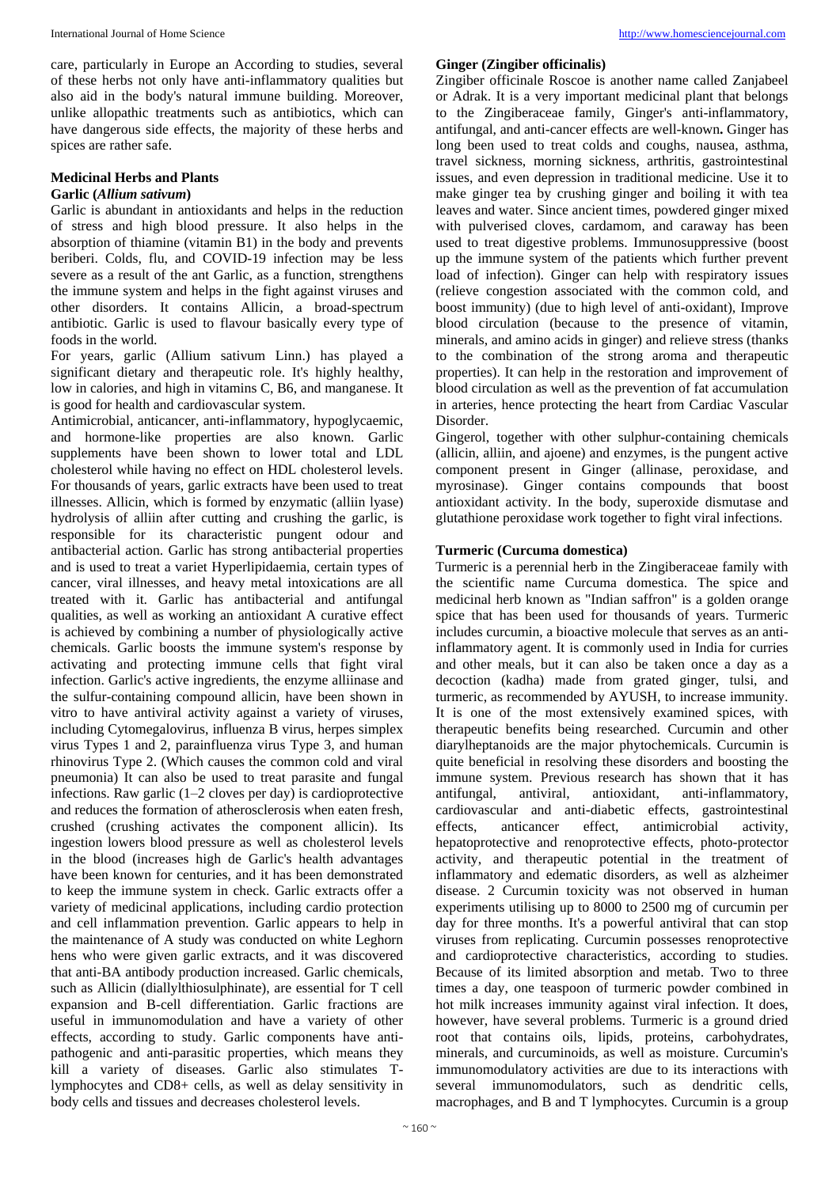care, particularly in Europe an According to studies, several of these herbs not only have anti-inflammatory qualities but also aid in the body's natural immune building. Moreover, unlike allopathic treatments such as antibiotics, which can have dangerous side effects, the majority of these herbs and spices are rather safe.

## Medicinal Herbs and Plants

### Garlic (*Allium sativum*)

Garlic is abundant in antioxidants and helps in the reduction of stress and high blood pressure. It also helps in the absorption of thiamine (vitamin B1) in the body and prevents beriberi. Colds, flu, and COVID-19 infection may be less severe as a result of the ant Garlic, as a function, strengthens the immune system and helps in the fight against viruses and other disorders. It contains Allicin, a broad-spectrum antibiotic. Garlic is used to flavour basically every type of foods in the world.

For years, garlic (Allium sativum Linn.) has played a significant dietary and therapeutic role. It's highly healthy, low in calories, and high in vitamins C, B6, and manganese. It is good for health and cardiovascular system.

Antimicrobial, anticancer, anti-inflammatory, hypoglycaemic, and hormone-like properties are also known. Garlic supplements have been shown to lower total and LDL cholesterol while having no effect on HDL cholesterol levels. For thousands of years, garlic extracts have been used to treat illnesses. Allicin, which is formed by enzymatic (alliin lyase) hydrolysis of alliin after cutting and crushing the garlic, is responsible for its characteristic pungent odour and antibacterial action. Garlic has strong antibacterial properties and is used to treat a variet Hyperlipidaemia, certain types of cancer, viral illnesses, and heavy metal intoxications are all treated with it. Garlic has antibacterial and antifungal qualities, as well as working an antioxidant A curative effect is achieved by combining a number of physiologically active chemicals. Garlic boosts the immune system's response by activating and protecting immune cells that fight viral infection. Garlic's active ingredients, the enzyme alliinase and the sulfur-containing compound allicin, have been shown in vitro to have antiviral activity against a variety of viruses, including Cytomegalovirus, influenza B virus, herpes simplex virus Types 1 and 2, parainfluenza virus Type 3, and human rhinovirus Type 2. (Which causes the common cold and viral pneumonia) It can also be used to treat parasite and fungal infections. Raw garlic (1–2 cloves per day) is cardioprotective and reduces the formation of atherosclerosis when eaten fresh, crushed (crushing activates the component allicin). Its ingestion lowers blood pressure as well as cholesterol levels in the blood (increases high de Garlic's health advantages have been known for centuries, and it has been demonstrated to keep the immune system in check. Garlic extracts offer a variety of medicinal applications, including cardio protection and cell inflammation prevention. Garlic appears to help in the maintenance of A study was conducted on white Leghorn hens who were given garlic extracts, and it was discovered that anti-BA antibody production increased. Garlic chemicals, such as Allicin (diallylthiosulphinate), are essential for T cell expansion and B-cell differentiation. Garlic fractions are useful in immunomodulation and have a variety of other effects, according to study. Garlic components have anti-pathogenic and anti-parasitic properties, which means they kill a variety of diseases. Garlic also stimulates T-lymphocytes and CD8+ cells, as well as delay sensitivity in body cells and tissues and decreases cholesterol levels.

### Ginger (Zingiber officinalis)

Zingiber officinale Roscoe is another name called Zanjabeel or Adrak. It is a very important medicinal plant that belongs to the Zingiberaceae family, Ginger's anti-inflammatory, antifungal, and anti-cancer effects are well-known**.** Ginger has long been used to treat colds and coughs, nausea, asthma, travel sickness, morning sickness, arthritis, gastrointestinal issues, and even depression in traditional medicine. Use it to make ginger tea by crushing ginger and boiling it with tea leaves and water. Since ancient times, powdered ginger mixed with pulverised cloves, cardamom, and caraway has been used to treat digestive problems. Immunosuppressive (boost up the immune system of the patients which further prevent load of infection). Ginger can help with respiratory issues (relieve congestion associated with the common cold, and boost immunity) (due to high level of anti-oxidant), Improve blood circulation (because to the presence of vitamin, minerals, and amino acids in ginger) and relieve stress (thanks to the combination of the strong aroma and therapeutic properties). It can help in the restoration and improvement of blood circulation as well as the prevention of fat accumulation in arteries, hence protecting the heart from Cardiac Vascular Disorder.

Gingerol, together with other sulphur-containing chemicals (allicin, alliin, and ajoene) and enzymes, is the pungent active component present in Ginger (allinase, peroxidase, and myrosinase). Ginger contains compounds that boost antioxidant activity. In the body, superoxide dismutase and glutathione peroxidase work together to fight viral infections.

### Turmeric (Curcuma domestica)

Turmeric is a perennial herb in the Zingiberaceae family with the scientific name Curcuma domestica. The spice and medicinal herb known as "Indian saffron" is a golden orange spice that has been used for thousands of years. Turmeric includes curcumin, a bioactive molecule that serves as an anti-inflammatory agent. It is commonly used in India for curries and other meals, but it can also be taken once a day as a decoction (kadha) made from grated ginger, tulsi, and turmeric, as recommended by AYUSH, to increase immunity. It is one of the most extensively examined spices, with therapeutic benefits being researched. Curcumin and other diarylheptanoids are the major phytochemicals. Curcumin is quite beneficial in resolving these disorders and boosting the immune system. Previous research has shown that it has antifungal, antiviral, antioxidant, anti-inflammatory, cardiovascular and anti-diabetic effects, gastrointestinal effects, anticancer effect, antimicrobial activity, hepatoprotective and renoprotective effects, photo-protector activity, and therapeutic potential in the treatment of inflammatory and edematic disorders, as well as alzheimer disease. 2 Curcumin toxicity was not observed in human experiments utilising up to 8000 to 2500 mg of curcumin per day for three months. It's a powerful antiviral that can stop viruses from replicating. Curcumin possesses renoprotective and cardioprotective characteristics, according to studies. Because of its limited absorption and metab. Two to three times a day, one teaspoon of turmeric powder combined in hot milk increases immunity against viral infection. It does, however, have several problems. Turmeric is a ground dried root that contains oils, lipids, proteins, carbohydrates, minerals, and curcuminoids, as well as moisture. Curcumin's immunomodulatory activities are due to its interactions with several immunomodulators, such as dendritic cells, macrophages, and B and T lymphocytes. Curcumin is a group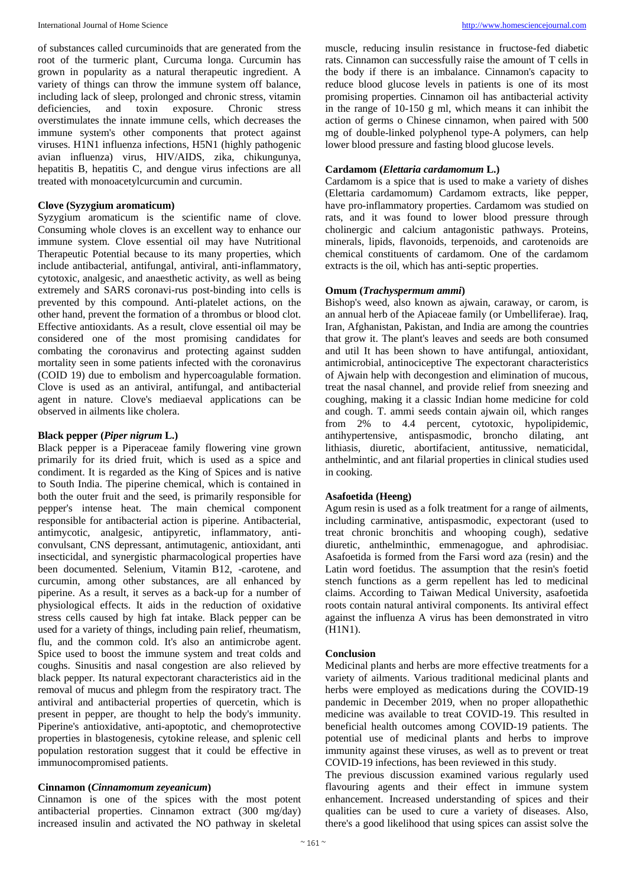of substances called curcuminoids that are generated from the root of the turmeric plant, Curcuma longa. Curcumin has grown in popularity as a natural therapeutic ingredient. A variety of things can throw the immune system off balance, including lack of sleep, prolonged and chronic stress, vitamin deficiencies, and toxin exposure. Chronic stress overstimulates the innate immune cells, which decreases the immune system's other components that protect against viruses. H1N1 influenza infections, H5N1 (highly pathogenic avian influenza) virus, HIV/AIDS, zika, chikungunya, hepatitis B, hepatitis C, and dengue virus infections are all treated with monoacetylcurcumin and curcumin.

### Clove (Syzygium aromaticum)

Syzygium aromaticum is the scientific name of clove. Consuming whole cloves is an excellent way to enhance our immune system. Clove essential oil may have Nutritional Therapeutic Potential because to its many properties, which include antibacterial, antifungal, antiviral, anti-inflammatory, cytotoxic, analgesic, and anaesthetic activity, as well as being extremely and SARS coronavi-rus post-binding into cells is prevented by this compound. Anti-platelet actions, on the other hand, prevent the formation of a thrombus or blood clot. Effective antioxidants. As a result, clove essential oil may be considered one of the most promising candidates for combating the coronavirus and protecting against sudden mortality seen in some patients infected with the coronavirus (COID 19) due to embolism and hypercoagulable formation. Clove is used as an antiviral, antifungal, and antibacterial agent in nature. Clove's mediaeval applications can be observed in ailments like cholera.

### Black pepper (*Piper nigrum* L.)

Black pepper is a Piperaceae family flowering vine grown primarily for its dried fruit, which is used as a spice and condiment. It is regarded as the King of Spices and is native to South India. The piperine chemical, which is contained in both the outer fruit and the seed, is primarily responsible for pepper's intense heat. The main chemical component responsible for antibacterial action is piperine. Antibacterial, antimycotic, analgesic, antipyretic, inflammatory, anti-convulsant, CNS depressant, antimutagenic, antioxidant, anti insecticidal, and synergistic pharmacological properties have been documented. Selenium, Vitamin B12, -carotene, and curcumin, among other substances, are all enhanced by piperine. As a result, it serves as a back-up for a number of physiological effects. It aids in the reduction of oxidative stress cells caused by high fat intake. Black pepper can be used for a variety of things, including pain relief, rheumatism, flu, and the common cold. It's also an antimicrobe agent. Spice used to boost the immune system and treat colds and coughs. Sinusitis and nasal congestion are also relieved by black pepper. Its natural expectorant characteristics aid in the removal of mucus and phlegm from the respiratory tract. The antiviral and antibacterial properties of quercetin, which is present in pepper, are thought to help the body's immunity. Piperine's antioxidative, anti-apoptotic, and chemoprotective properties in blastogenesis, cytokine release, and splenic cell population restoration suggest that it could be effective in immunocompromised patients.

### Cinnamon (*Cinnamomum zeyeanicum*)

Cinnamon is one of the spices with the most potent antibacterial properties. Cinnamon extract (300 mg/day) increased insulin and activated the NO pathway in skeletal muscle, reducing insulin resistance in fructose-fed diabetic rats. Cinnamon can successfully raise the amount of T cells in the body if there is an imbalance. Cinnamon's capacity to reduce blood glucose levels in patients is one of its most promising properties. Cinnamon oil has antibacterial activity in the range of 10-150 g ml, which means it can inhibit the action of germs o Chinese cinnamon, when paired with 500 mg of double-linked polyphenol type-A polymers, can help lower blood pressure and fasting blood glucose levels.

### Cardamom (*Elettaria cardamomum* L.)

Cardamom is a spice that is used to make a variety of dishes (Elettaria cardamomum) Cardamom extracts, like pepper, have pro-inflammatory properties. Cardamom was studied on rats, and it was found to lower blood pressure through cholinergic and calcium antagonistic pathways. Proteins, minerals, lipids, flavonoids, terpenoids, and carotenoids are chemical constituents of cardamom. One of the cardamom extracts is the oil, which has anti-septic properties.

### Omum (*Trachyspermum ammi*)

Bishop's weed, also known as ajwain, caraway, or carom, is an annual herb of the Apiaceae family (or Umbelliferae). Iraq, Iran, Afghanistan, Pakistan, and India are among the countries that grow it. The plant's leaves and seeds are both consumed and util It has been shown to have antifungal, antioxidant, antimicrobial, antinociceptive The expectorant characteristics of Ajwain help with decongestion and elimination of mucous, treat the nasal channel, and provide relief from sneezing and coughing, making it a classic Indian home medicine for cold and cough. T. ammi seeds contain ajwain oil, which ranges from 2% to 4.4 percent, cytotoxic, hypolipidemic, antihypertensive, antispasmodic, broncho dilating, ant lithiasis, diuretic, abortifacient, antitussive, nematicidal, anthelmintic, and ant filarial properties in clinical studies used in cooking.

### Asafoetida (Heeng)

Agum resin is used as a folk treatment for a range of ailments, including carminative, antispasmodic, expectorant (used to treat chronic bronchitis and whooping cough), sedative diuretic, anthelminthic, emmenagogue, and aphrodisiac. Asafoetida is formed from the Farsi word aza (resin) and the Latin word foetidus. The assumption that the resin's foetid stench functions as a germ repellent has led to medicinal claims. According to Taiwan Medical University, asafoetida roots contain natural antiviral components. Its antiviral effect against the influenza A virus has been demonstrated in vitro (H1N1).

### Conclusion

Medicinal plants and herbs are more effective treatments for a variety of ailments. Various traditional medicinal plants and herbs were employed as medications during the COVID-19 pandemic in December 2019, when no proper allopathethic medicine was available to treat COVID-19. This resulted in beneficial health outcomes among COVID-19 patients. The potential use of medicinal plants and herbs to improve immunity against these viruses, as well as to prevent or treat COVID-19 infections, has been reviewed in this study.

The previous discussion examined various regularly used flavouring agents and their effect in immune system enhancement. Increased understanding of spices and their qualities can be used to cure a variety of diseases. Also, there's a good likelihood that using spices can assist solve the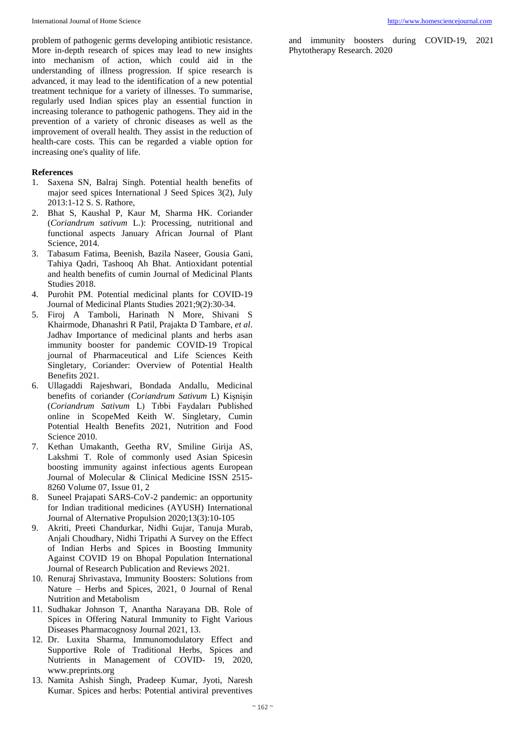problem of pathogenic germs developing antibiotic resistance. More in-depth research of spices may lead to new insights into mechanism of action, which could aid in the understanding of illness progression. If spice research is advanced, it may lead to the identification of a new potential treatment technique for a variety of illnesses. To summarise, regularly used Indian spices play an essential function in increasing tolerance to pathogenic pathogens. They aid in the prevention of a variety of chronic diseases as well as the improvement of overall health. They assist in the reduction of health-care costs. This can be regarded a viable option for increasing one's quality of life.

**References**

1. Saxena SN, Balraj Singh. Potential health benefits of major seed spices International J Seed Spices 3(2), July 2013:1-12 S. S. Rathore,
2. Bhat S, Kaushal P, Kaur M, Sharma HK. Coriander (*Coriandrum sativum* L.): Processing, nutritional and functional aspects January African Journal of Plant Science, 2014.
3. Tabasum Fatima, Beenish, Bazila Naseer, Gousia Gani, Tahiya Qadri, Tashooq Ah Bhat. Antioxidant potential and health benefits of cumin Journal of Medicinal Plants Studies 2018.
4. Purohit PM. Potential medicinal plants for COVID-19 Journal of Medicinal Plants Studies 2021;9(2):30-34.
5. Firoj A Tamboli, Harinath N More, Shivani S Khairmode, Dhanashri R Patil, Prajakta D Tambare, *et al*. Jadhav Importance of medicinal plants and herbs asan immunity booster for pandemic COVID-19 Tropical journal of Pharmaceutical and Life Sciences Keith Singletary, Coriander: Overview of Potential Health Benefits 2021.
6. Ullagaddi Rajeshwari, Bondada Andallu, Medicinal benefits of coriander (*Coriandrum Sativum* L) Kişnişin (*Coriandrum Sativum* L) Tıbbi Faydaları Published online in ScopeMed Keith W. Singletary, Cumin Potential Health Benefits 2021, Nutrition and Food Science 2010.
7. Kethan Umakanth, Geetha RV, Smiline Girija AS, Lakshmi T. Role of commonly used Asian Spicesin boosting immunity against infectious agents European Journal of Molecular & Clinical Medicine ISSN 2515-8260 Volume 07, Issue 01, 2
8. Suneel Prajapati SARS-CoV-2 pandemic: an opportunity for Indian traditional medicines (AYUSH) International Journal of Alternative Propulsion 2020;13(3):10-105
9. Akriti, Preeti Chandurkar, Nidhi Gujar, Tanuja Murab, Anjali Choudhary, Nidhi Tripathi A Survey on the Effect of Indian Herbs and Spices in Boosting Immunity Against COVID 19 on Bhopal Population International Journal of Research Publication and Reviews 2021.
10. Renuraj Shrivastava, Immunity Boosters: Solutions from Nature – Herbs and Spices, 2021, 0 Journal of Renal Nutrition and Metabolism
11. Sudhakar Johnson T, Anantha Narayana DB. Role of Spices in Offering Natural Immunity to Fight Various Diseases Pharmacognosy Journal 2021, 13.
12. Dr. Luxita Sharma, Immunomodulatory Effect and Supportive Role of Traditional Herbs, Spices and Nutrients in Management of COVID- 19, 2020, www.preprints.org
13. Namita Ashish Singh, Pradeep Kumar, Jyoti, Naresh Kumar. Spices and herbs: Potential antiviral preventives and immunity boosters during COVID-19, 2021 Phytotherapy Research. 2020